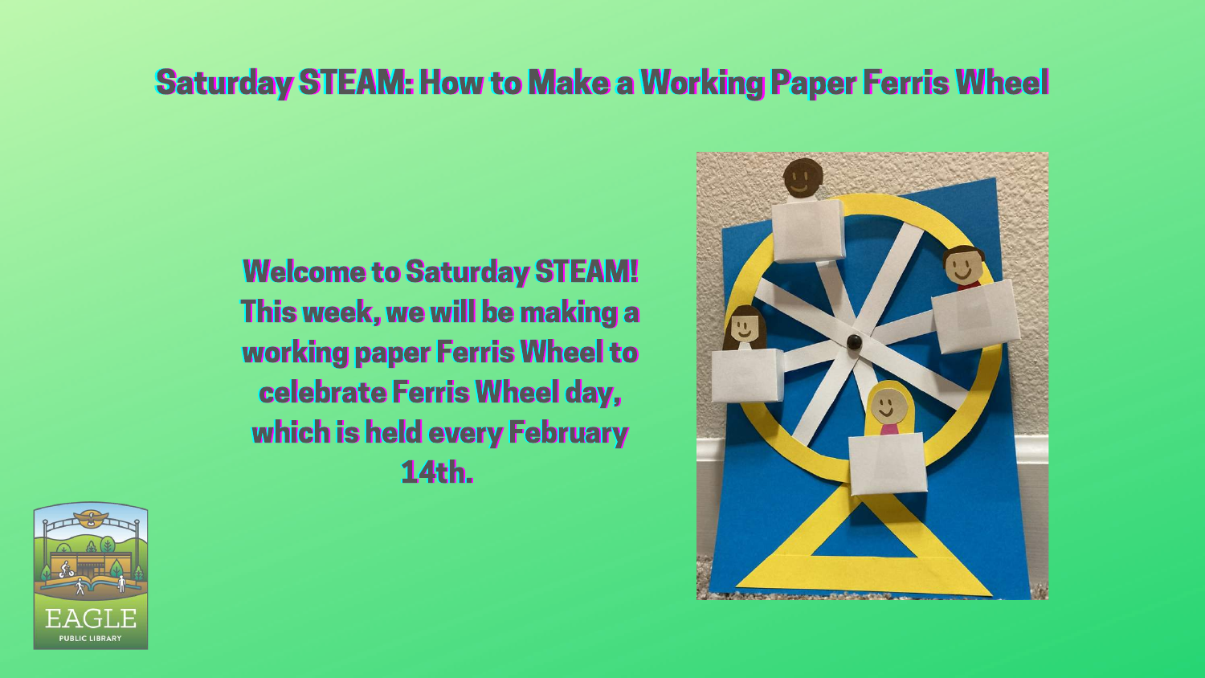# Saturday STEAM: How to Make a Working Paper Ferris Wheel

**Welcome to Saturday STEAM! This week, we will be making a working paper Ferris Wheel to celebrate Ferris Wheel day, which is held every February 14th.**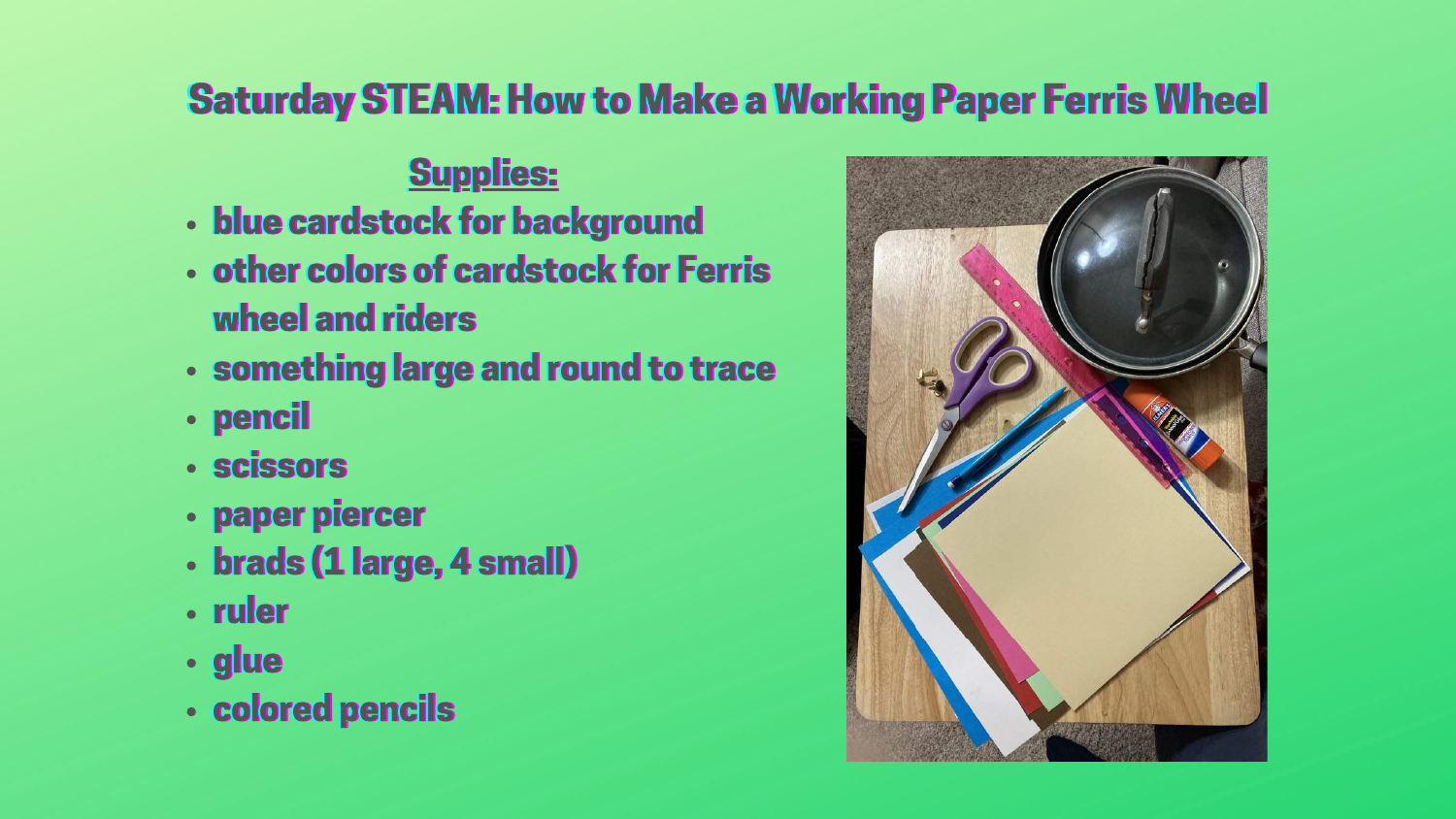# Saturday STEAM: How to Make a Working Paper Ferris Wheel

## Supplies:

- blue cardstock for background
- other colors of cardstock for Ferris wheel and riders
- something large and round to trace
- pencil
- scissors
- paper piercer
- brads (1 large, 4 small)
- ruler
- glue
- colored pencils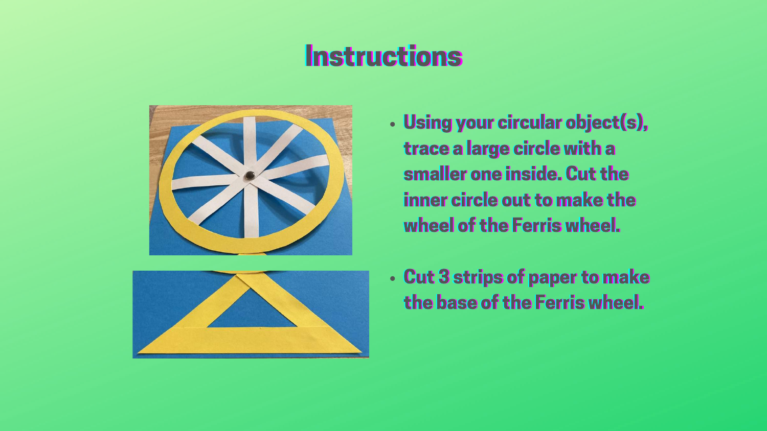# Instructions

- Using your circular object(s), trace a large circle with a smaller one inside. Cut the inner circle out to make the wheel of the Ferris wheel.
- Cut 3 strips of paper to make the base of the Ferris wheel.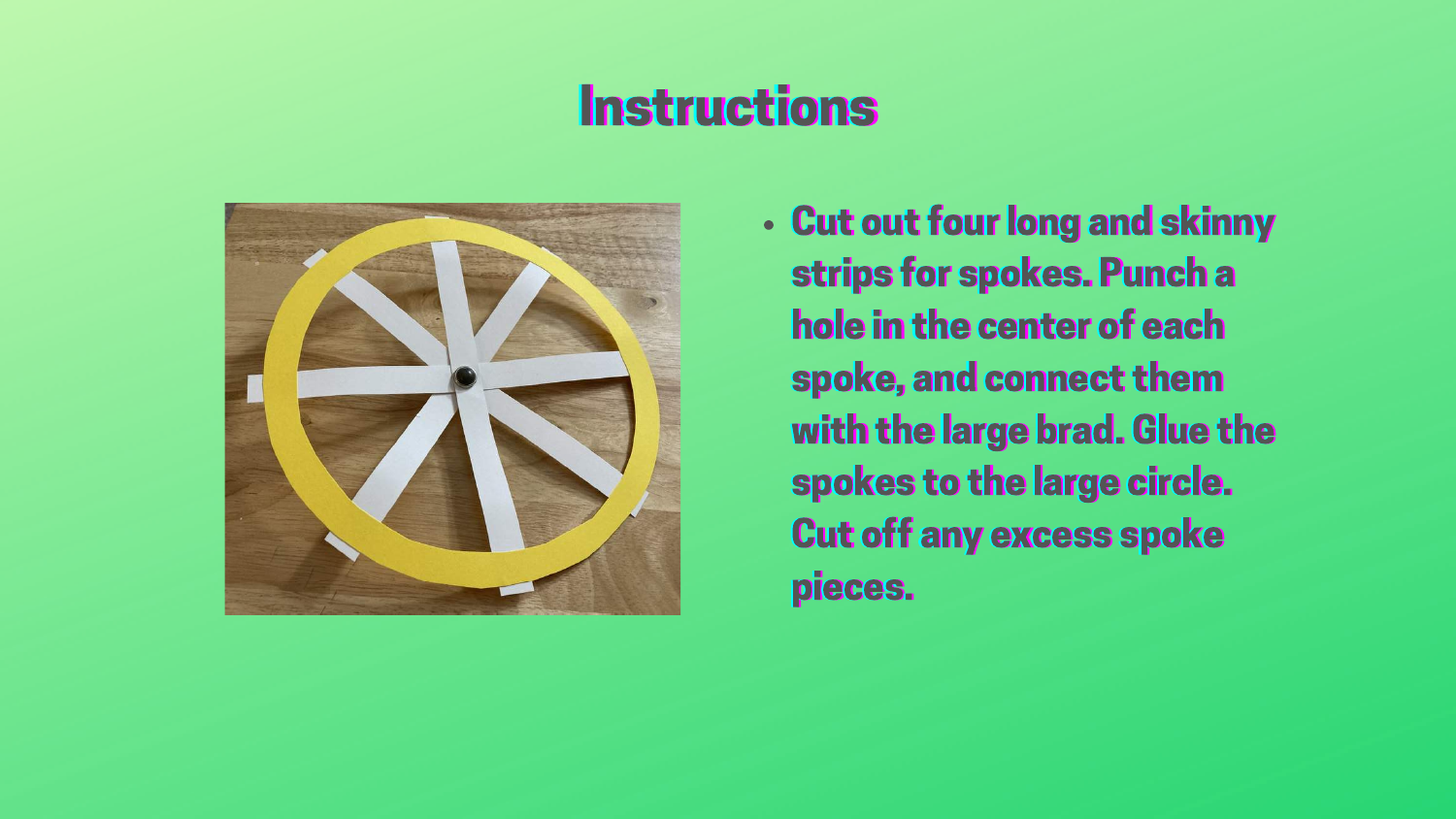# Instructions

- Cut out four long and skinny strips for spokes. Punch a hole in the center of each spoke, and connect them with the large brad. Glue the spokes to the large circle. Cut off any excess spoke pieces.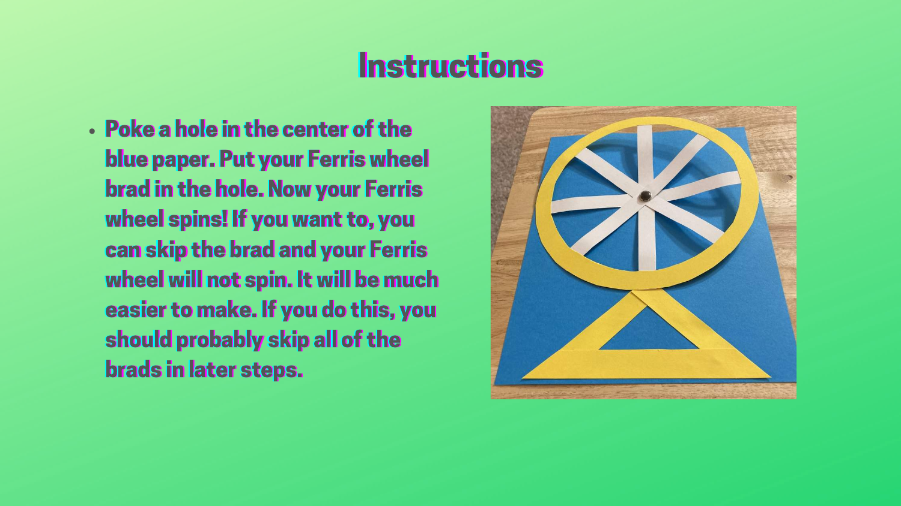# Instructions

- Poke a hole in the center of the blue paper. Put your Ferris wheel brad in the hole. Now your Ferris wheel spins! If you want to, you can skip the brad and your Ferris wheel will not spin. It will be much easier to make. If you do this, you should probably skip all of the brads in later steps.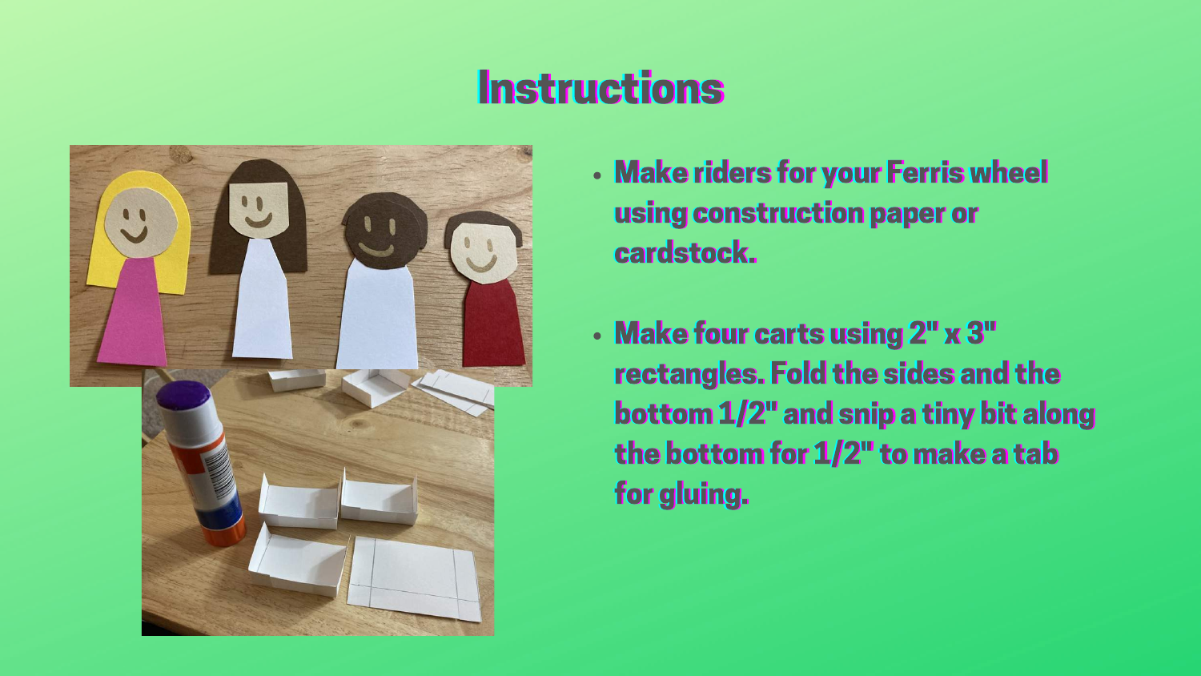# Instructions

- Make riders for your Ferris wheel using construction paper or cardstock.
- Make four carts using 2" x 3" rectangles. Fold the sides and the bottom 1/2" and snip a tiny bit along the bottom for 1/2" to make a tab for gluing.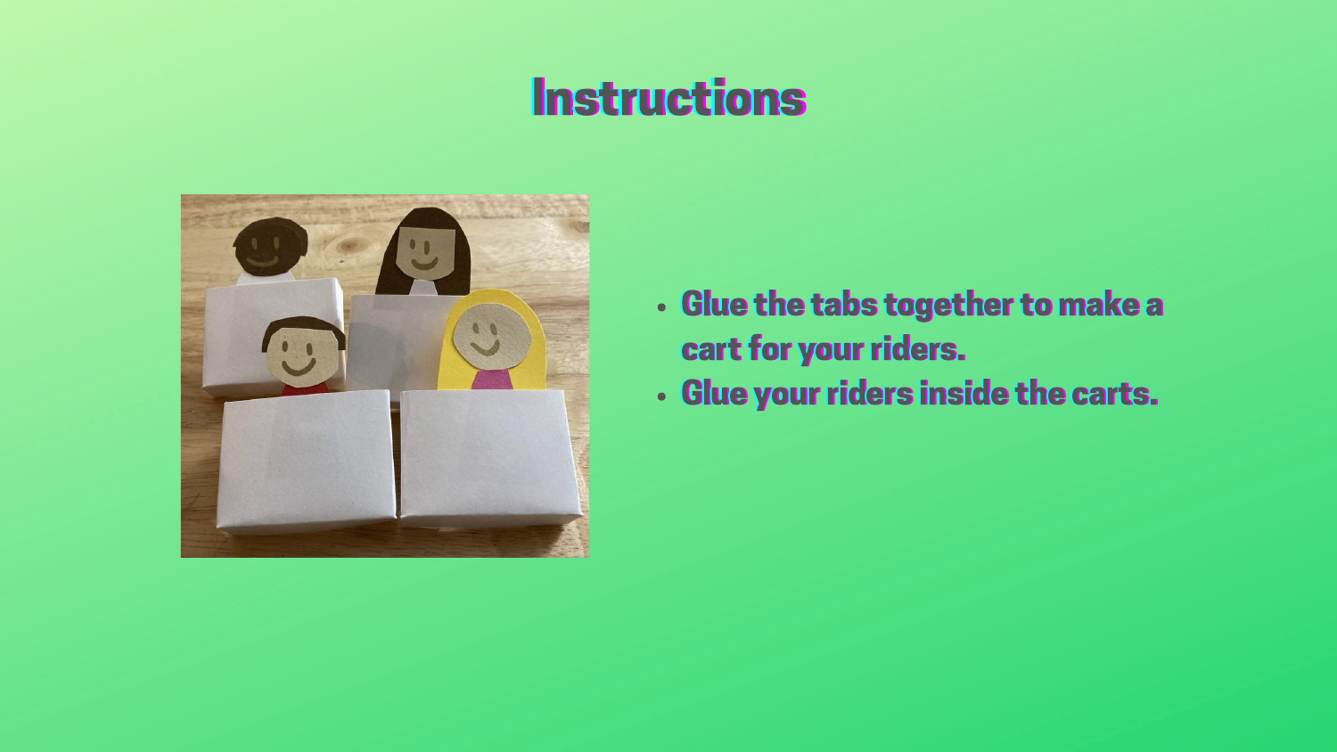# Instructions

- Glue the tabs together to make a cart for your riders.
- Glue your riders inside the carts.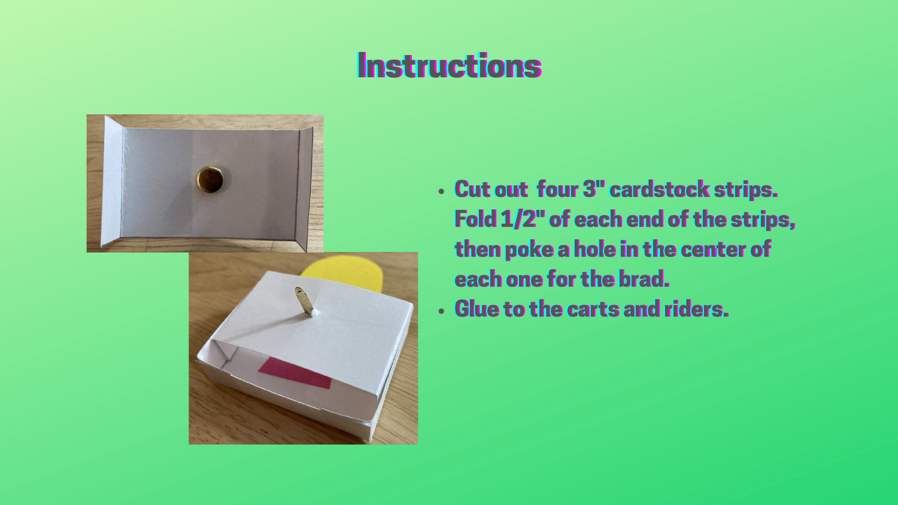# Instructions

- Cut out  four 3" cardstock strips. Fold 1/2" of each end of the strips, then poke a hole in the center of each one for the brad.
- Glue to the carts and riders.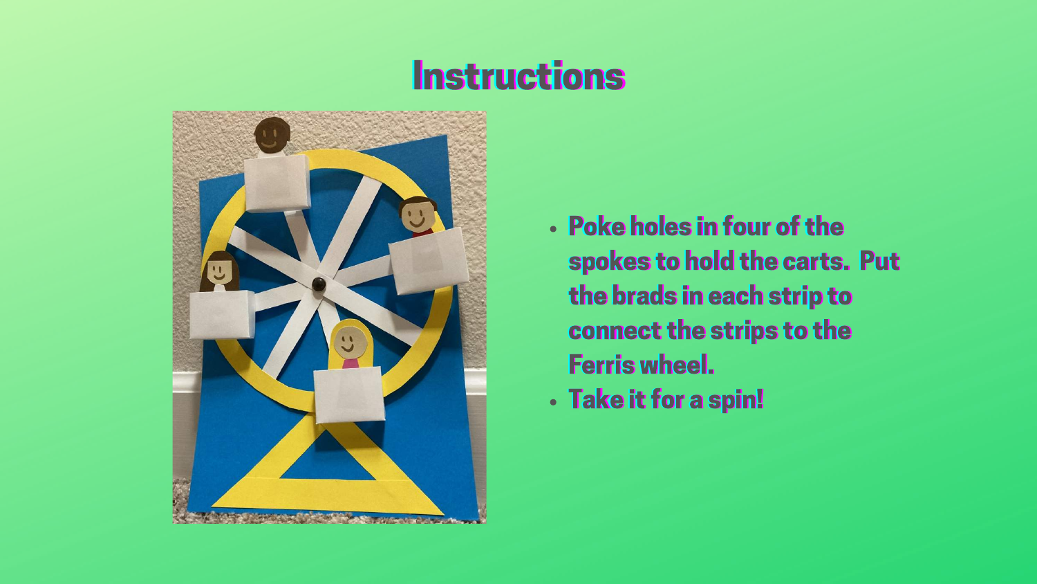# Instructions

- Poke holes in four of the spokes to hold the carts. Put the brads in each strip to connect the strips to the Ferris wheel.
- Take it for a spin!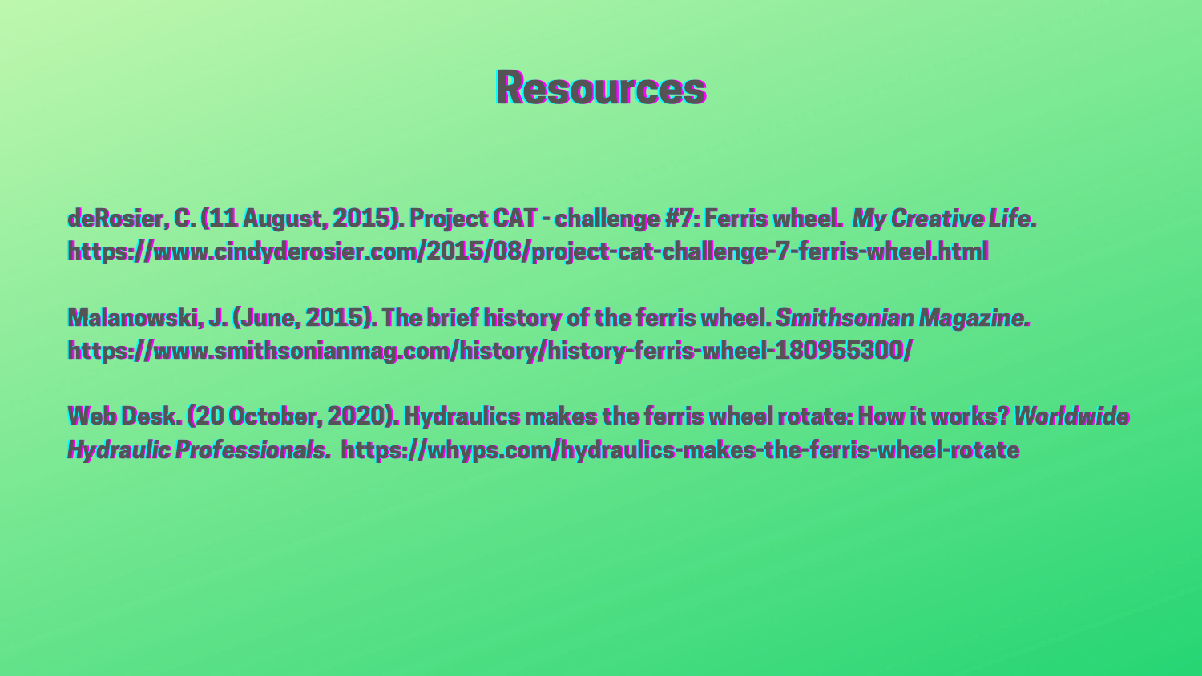# Resources

deRosier, C. (11 August, 2015). Project CAT - challenge #7: Ferris wheel. *My Creative Life.* https://www.cindyderosier.com/2015/08/project-cat-challenge-7-ferris-wheel.html

Malanowski, J. (June, 2015). The brief history of the ferris wheel. *Smithsonian Magazine.* https://www.smithsonianmag.com/history/history-ferris-wheel-180955300/

Web Desk. (20 October, 2020). Hydraulics makes the ferris wheel rotate: How it works? *Worldwide Hydraulic Professionals.* https://whyps.com/hydraulics-makes-the-ferris-wheel-rotate